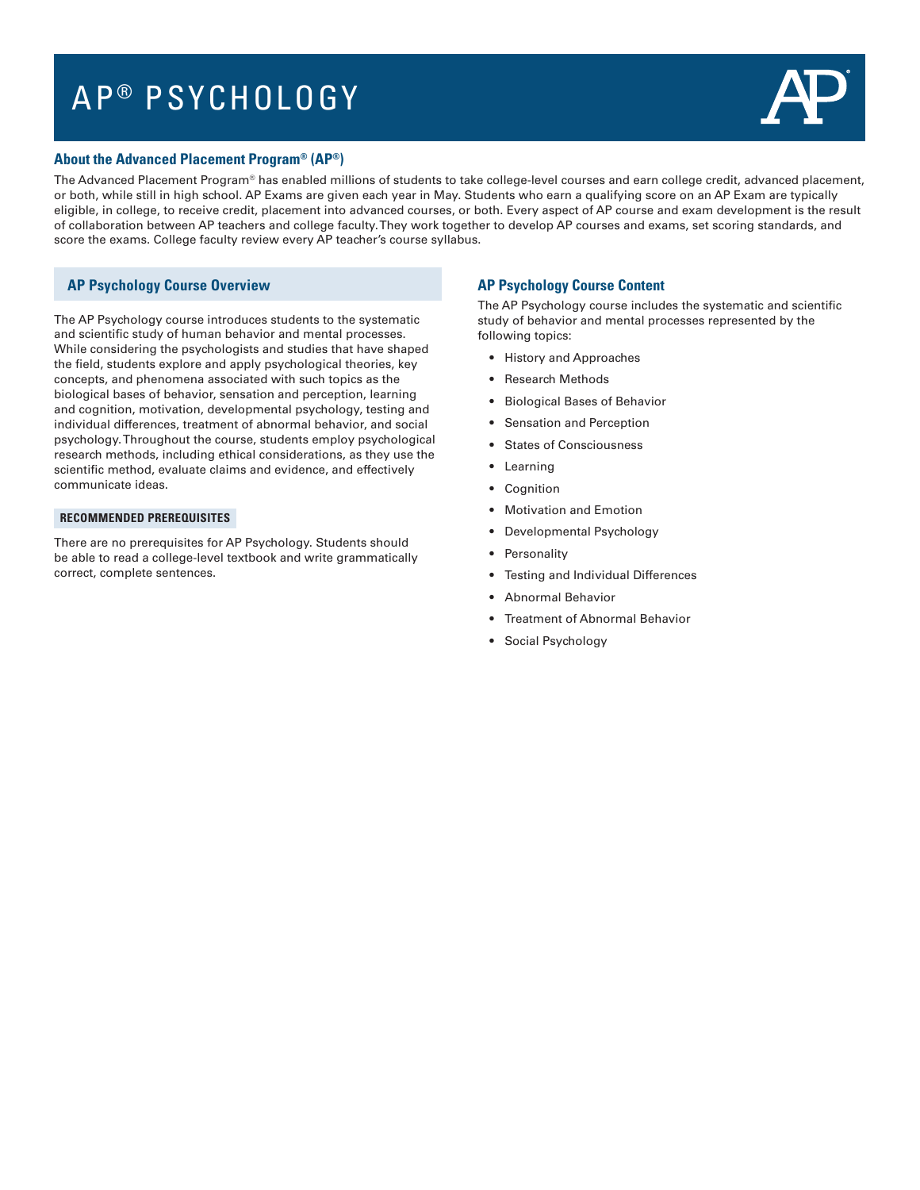# AP® PSYCHOLOGY

## About the Advanced Placement Program® (AP®)

The Advanced Placement Program® has enabled millions of students to take college-level courses and earn college credit, advanced placement, or both, while still in high school. AP Exams are given each year in May. Students who earn a qualifying score on an AP Exam are typically eligible, in college, to receive credit, placement into advanced courses, or both. Every aspect of AP course and exam development is the result of collaboration between AP teachers and college faculty. They work together to develop AP courses and exams, set scoring standards, and score the exams. College faculty review every AP teacher's course syllabus.

## AP Psychology Course Overview

The AP Psychology course introduces students to the systematic and scientific study of human behavior and mental processes. While considering the psychologists and studies that have shaped the field, students explore and apply psychological theories, key concepts, and phenomena associated with such topics as the biological bases of behavior, sensation and perception, learning and cognition, motivation, developmental psychology, testing and individual differences, treatment of abnormal behavior, and social psychology. Throughout the course, students employ psychological research methods, including ethical considerations, as they use the scientific method, evaluate claims and evidence, and effectively communicate ideas.

### RECOMMENDED PREREQUISITES

There are no prerequisites for AP Psychology. Students should be able to read a college-level textbook and write grammatically correct, complete sentences.

## AP Psychology Course Content

The AP Psychology course includes the systematic and scientific study of behavior and mental processes represented by the following topics:

- History and Approaches
- Research Methods
- Biological Bases of Behavior
- Sensation and Perception
- States of Consciousness
- Learning
- Cognition
- Motivation and Emotion
- Developmental Psychology
- Personality
- Testing and Individual Differences
- Abnormal Behavior
- Treatment of Abnormal Behavior
- Social Psychology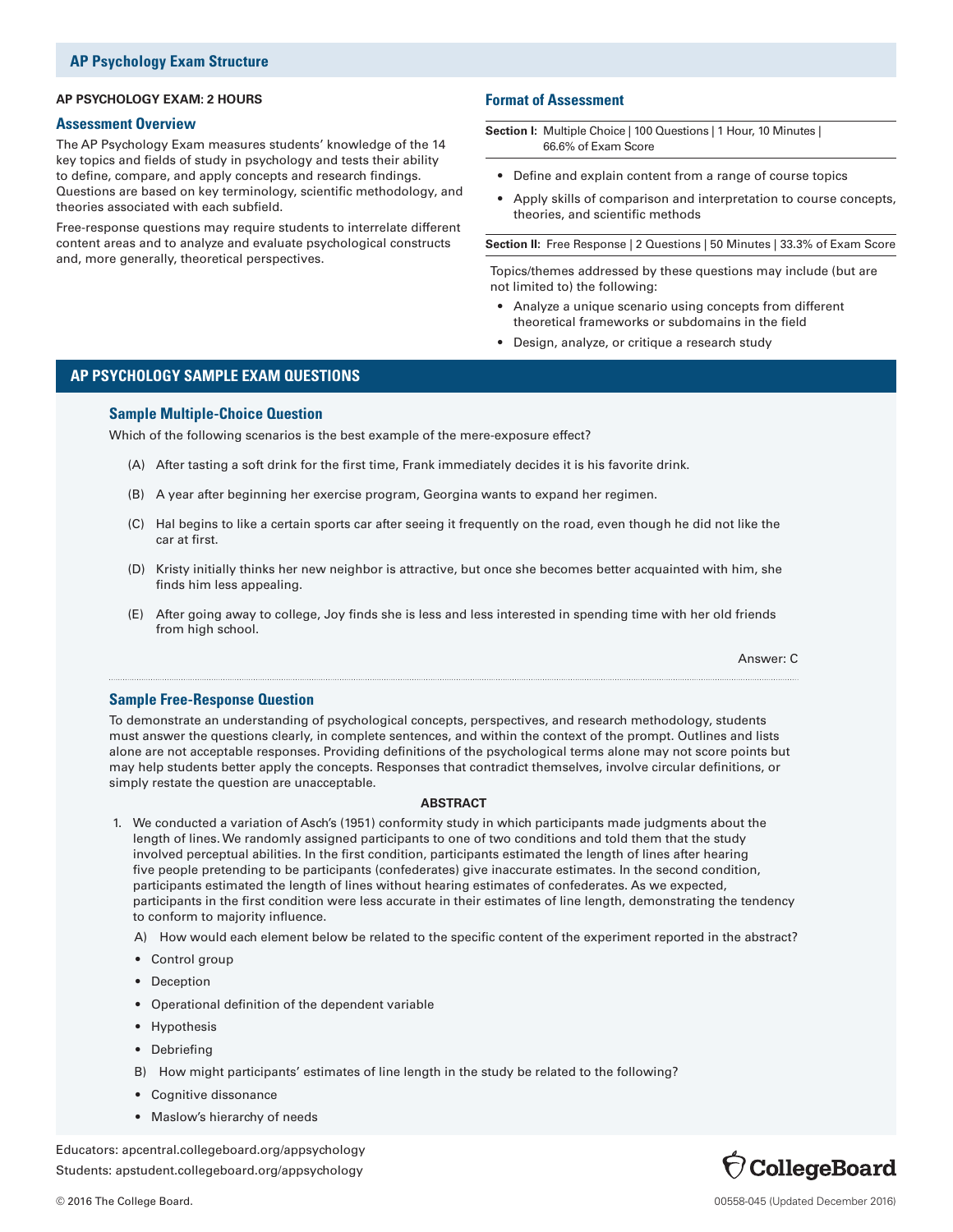## AP Psychology Exam Structure

**AP PSYCHOLOGY EXAM: 2 HOURS**

### Assessment Overview

The AP Psychology Exam measures students' knowledge of the 14 key topics and fields of study in psychology and tests their ability to define, compare, and apply concepts and research findings. Questions are based on key terminology, scientific methodology, and theories associated with each subfield.

Free-response questions may require students to interrelate different content areas and to analyze and evaluate psychological constructs and, more generally, theoretical perspectives.

### Format of Assessment

**Section I:** Multiple Choice | 100 Questions | 1 Hour, 10 Minutes | 66.6% of Exam Score

- Define and explain content from a range of course topics
- Apply skills of comparison and interpretation to course concepts, theories, and scientific methods

**Section II:** Free Response | 2 Questions | 50 Minutes | 33.3% of Exam Score

Topics/themes addressed by these questions may include (but are not limited to) the following:

- Analyze a unique scenario using concepts from different theoretical frameworks or subdomains in the field
- Design, analyze, or critique a research study

## AP PSYCHOLOGY SAMPLE EXAM QUESTIONS

### Sample Multiple-Choice Question

Which of the following scenarios is the best example of the mere-exposure effect?

(A) After tasting a soft drink for the first time, Frank immediately decides it is his favorite drink.

(B) A year after beginning her exercise program, Georgina wants to expand her regimen.

(C) Hal begins to like a certain sports car after seeing it frequently on the road, even though he did not like the car at first.

(D) Kristy initially thinks her new neighbor is attractive, but once she becomes better acquainted with him, she finds him less appealing.

(E) After going away to college, Joy finds she is less and less interested in spending time with her old friends from high school.

Answer: C

### Sample Free-Response Question

To demonstrate an understanding of psychological concepts, perspectives, and research methodology, students must answer the questions clearly, in complete sentences, and within the context of the prompt. Outlines and lists alone are not acceptable responses. Providing definitions of the psychological terms alone may not score points but may help students better apply the concepts. Responses that contradict themselves, involve circular definitions, or simply restate the question are unacceptable.

**ABSTRACT**

1. We conducted a variation of Asch's (1951) conformity study in which participants made judgments about the length of lines. We randomly assigned participants to one of two conditions and told them that the study involved perceptual abilities. In the first condition, participants estimated the length of lines after hearing five people pretending to be participants (confederates) give inaccurate estimates. In the second condition, participants estimated the length of lines without hearing estimates of confederates. As we expected, participants in the first condition were less accurate in their estimates of line length, demonstrating the tendency to conform to majority influence.

   A) How would each element below be related to the specific content of the experiment reported in the abstract?

   - Control group
   - Deception
   - Operational definition of the dependent variable
   - Hypothesis
   - Debriefing

   B) How might participants' estimates of line length in the study be related to the following?

   - Cognitive dissonance
   - Maslow's hierarchy of needs

Educators: apcentral.collegeboard.org/appsychology
Students: apstudent.collegeboard.org/appsychology

© 2016 The College Board. 00558-045 (Updated December 2016)